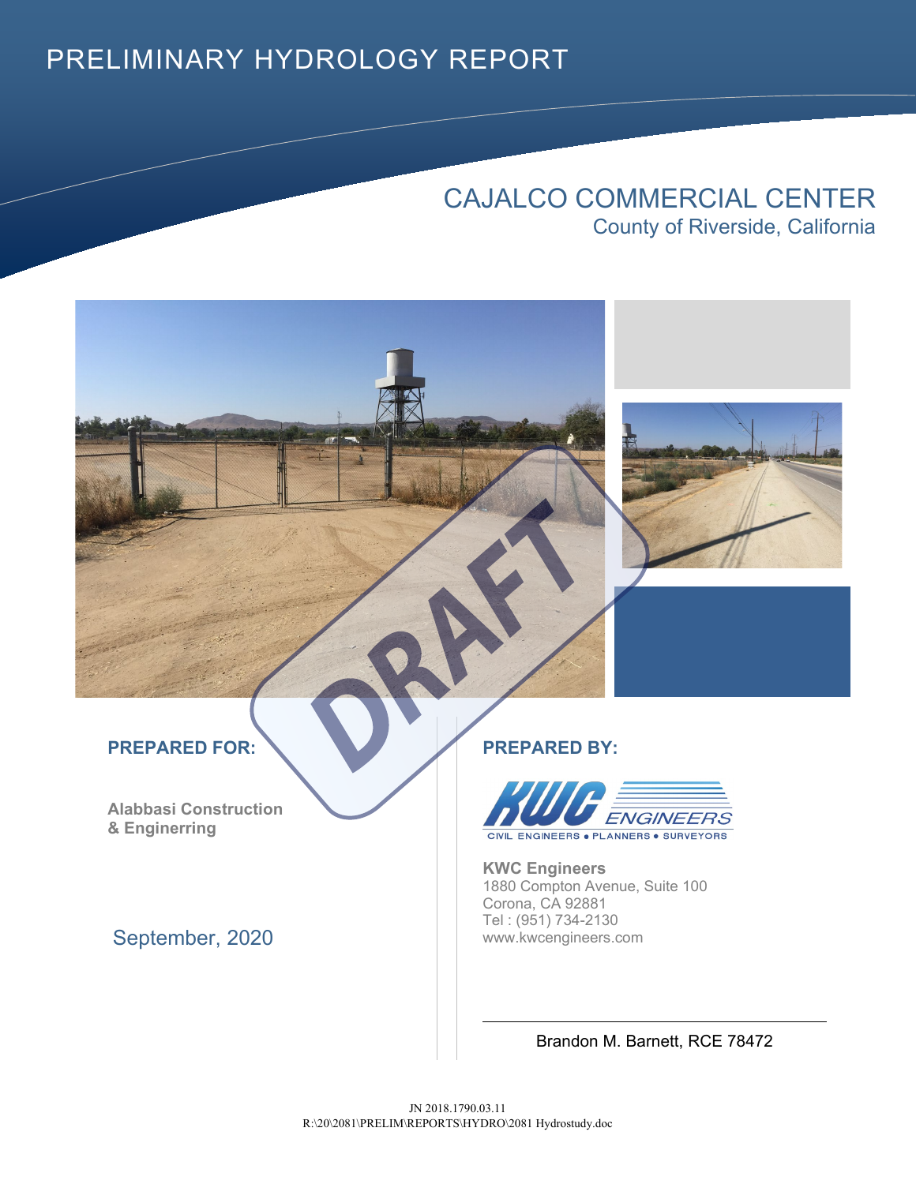# PRELIMINARY HYDROLOGY REPORT

## CAJALCO COMMERCIAL CENTER

County of Riverside, California

DRAFT

**PREPARED FOR:**

**Alabbasi Construction & Enginerring**

September, 2020

**PREPARED BY:**

KWC ENGINEERS

CIVIL ENGINEERS • PLANNERS • SURVEYORS

**KWC Engineers**
1880 Compton Avenue, Suite 100
Corona, CA 92881
Tel : (951) 734-2130
www.kwcengineers.com

Brandon M. Barnett, RCE 78472

JN 2018.1790.03.11
R:\20\2081\PRELIM\REPORTS\HYDRO\2081 Hydrostudy.doc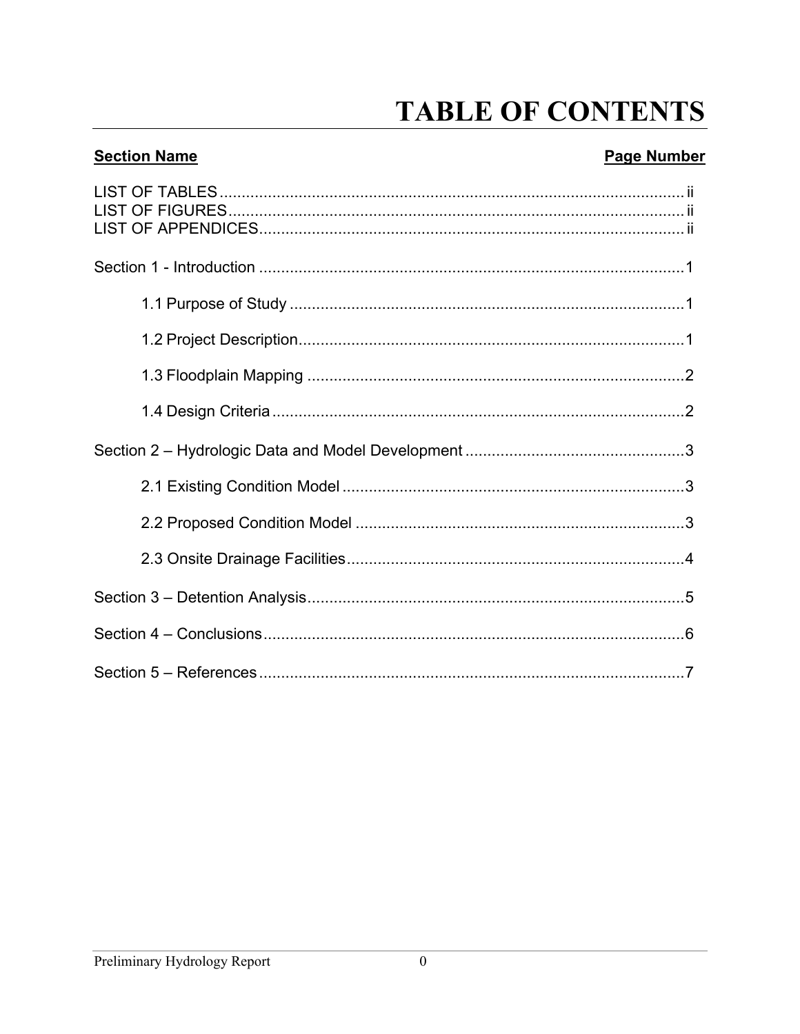# TABLE OF CONTENTS

| Section Name | Page Number |
|---|---|
| LIST OF TABLES | ii |
| LIST OF FIGURES | ii |
| LIST OF APPENDICES | ii |
| Section 1 - Introduction | 1 |
| 1.1 Purpose of Study | 1 |
| 1.2 Project Description | 1 |
| 1.3 Floodplain Mapping | 2 |
| 1.4 Design Criteria | 2 |
| Section 2 – Hydrologic Data and Model Development | 3 |
| 2.1 Existing Condition Model | 3 |
| 2.2 Proposed Condition Model | 3 |
| 2.3 Onsite Drainage Facilities | 4 |
| Section 3 – Detention Analysis | 5 |
| Section 4 – Conclusions | 6 |
| Section 5 – References | 7 |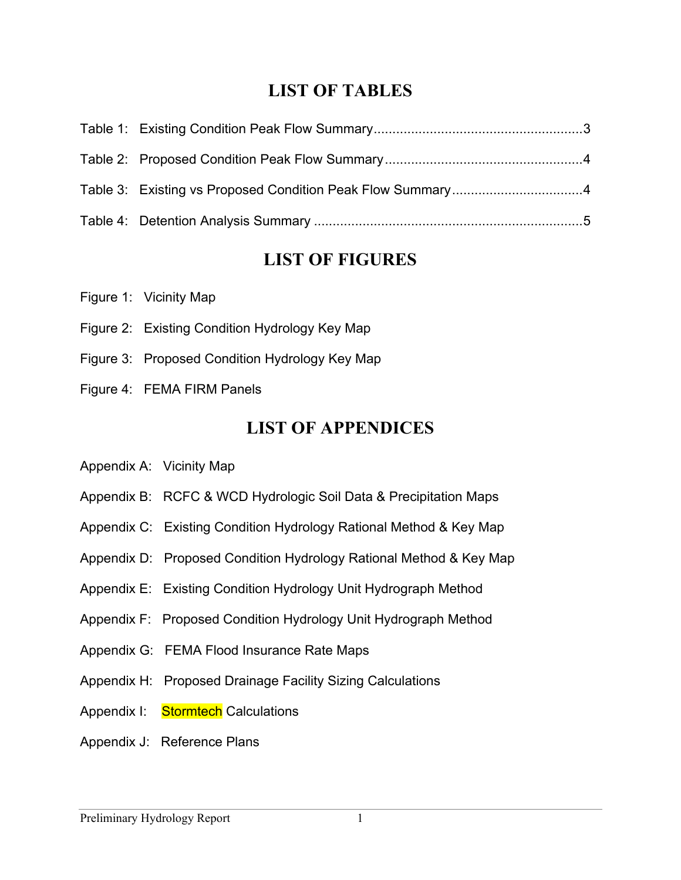# LIST OF TABLES

Table 1: Existing Condition Peak Flow Summary........................................................3

Table 2: Proposed Condition Peak Flow Summary.....................................................4

Table 3: Existing vs Proposed Condition Peak Flow Summary...................................4

Table 4: Detention Analysis Summary ........................................................................5

# LIST OF FIGURES

Figure 1: Vicinity Map

Figure 2: Existing Condition Hydrology Key Map

Figure 3: Proposed Condition Hydrology Key Map

Figure 4: FEMA FIRM Panels

# LIST OF APPENDICES

Appendix A: Vicinity Map

Appendix B: RCFC & WCD Hydrologic Soil Data & Precipitation Maps

Appendix C: Existing Condition Hydrology Rational Method & Key Map

Appendix D: Proposed Condition Hydrology Rational Method & Key Map

Appendix E: Existing Condition Hydrology Unit Hydrograph Method

Appendix F: Proposed Condition Hydrology Unit Hydrograph Method

Appendix G: FEMA Flood Insurance Rate Maps

Appendix H: Proposed Drainage Facility Sizing Calculations

Appendix I: Stormtech Calculations

Appendix J: Reference Plans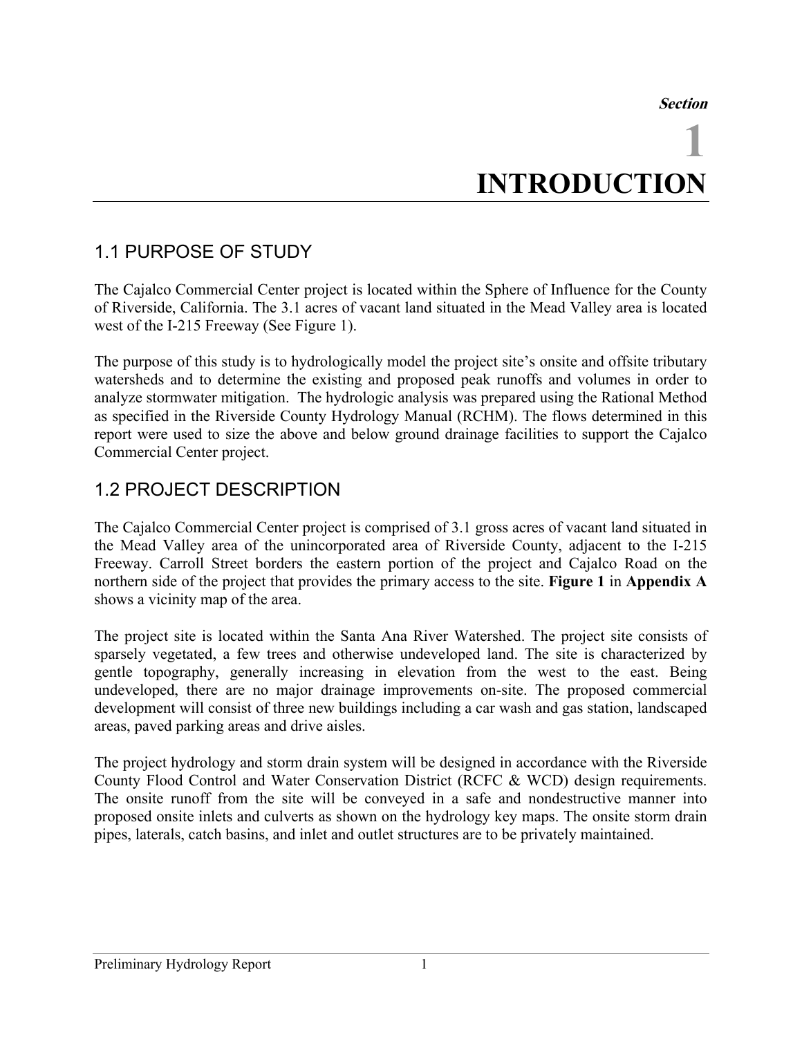*Section*

# 1 INTRODUCTION

## 1.1 PURPOSE OF STUDY

The Cajalco Commercial Center project is located within the Sphere of Influence for the County of Riverside, California. The 3.1 acres of vacant land situated in the Mead Valley area is located west of the I-215 Freeway (See Figure 1).

The purpose of this study is to hydrologically model the project site's onsite and offsite tributary watersheds and to determine the existing and proposed peak runoffs and volumes in order to analyze stormwater mitigation. The hydrologic analysis was prepared using the Rational Method as specified in the Riverside County Hydrology Manual (RCHM). The flows determined in this report were used to size the above and below ground drainage facilities to support the Cajalco Commercial Center project.

## 1.2 PROJECT DESCRIPTION

The Cajalco Commercial Center project is comprised of 3.1 gross acres of vacant land situated in the Mead Valley area of the unincorporated area of Riverside County, adjacent to the I-215 Freeway. Carroll Street borders the eastern portion of the project and Cajalco Road on the northern side of the project that provides the primary access to the site. **Figure 1** in **Appendix A** shows a vicinity map of the area.

The project site is located within the Santa Ana River Watershed. The project site consists of sparsely vegetated, a few trees and otherwise undeveloped land. The site is characterized by gentle topography, generally increasing in elevation from the west to the east. Being undeveloped, there are no major drainage improvements on-site. The proposed commercial development will consist of three new buildings including a car wash and gas station, landscaped areas, paved parking areas and drive aisles.

The project hydrology and storm drain system will be designed in accordance with the Riverside County Flood Control and Water Conservation District (RCFC & WCD) design requirements. The onsite runoff from the site will be conveyed in a safe and nondestructive manner into proposed onsite inlets and culverts as shown on the hydrology key maps. The onsite storm drain pipes, laterals, catch basins, and inlet and outlet structures are to be privately maintained.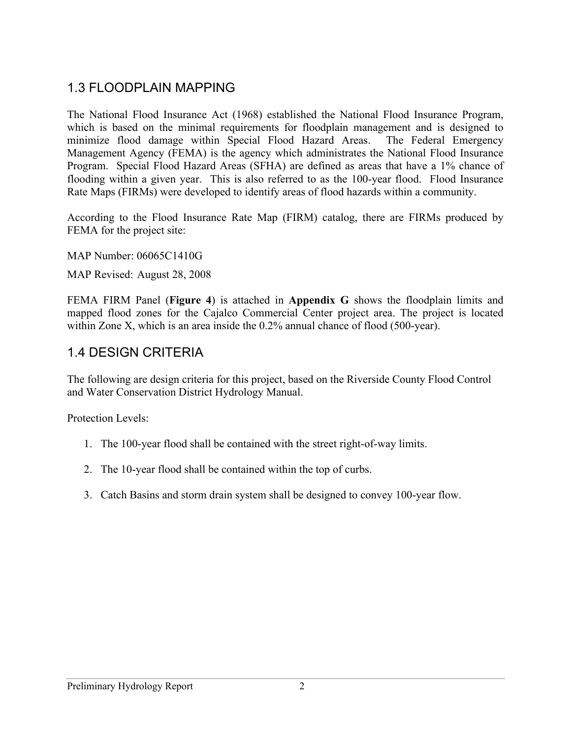## 1.3 FLOODPLAIN MAPPING

The National Flood Insurance Act (1968) established the National Flood Insurance Program, which is based on the minimal requirements for floodplain management and is designed to minimize flood damage within Special Flood Hazard Areas. The Federal Emergency Management Agency (FEMA) is the agency which administrates the National Flood Insurance Program. Special Flood Hazard Areas (SFHA) are defined as areas that have a 1% chance of flooding within a given year. This is also referred to as the 100-year flood. Flood Insurance Rate Maps (FIRMs) were developed to identify areas of flood hazards within a community.

According to the Flood Insurance Rate Map (FIRM) catalog, there are FIRMs produced by FEMA for the project site:

MAP Number: 06065C1410G

MAP Revised: August 28, 2008

FEMA FIRM Panel (**Figure 4**) is attached in **Appendix G** shows the floodplain limits and mapped flood zones for the Cajalco Commercial Center project area. The project is located within Zone X, which is an area inside the 0.2% annual chance of flood (500-year).

## 1.4 DESIGN CRITERIA

The following are design criteria for this project, based on the Riverside County Flood Control and Water Conservation District Hydrology Manual.

Protection Levels:

1. The 100-year flood shall be contained with the street right-of-way limits.
2. The 10-year flood shall be contained within the top of curbs.
3. Catch Basins and storm drain system shall be designed to convey 100-year flow.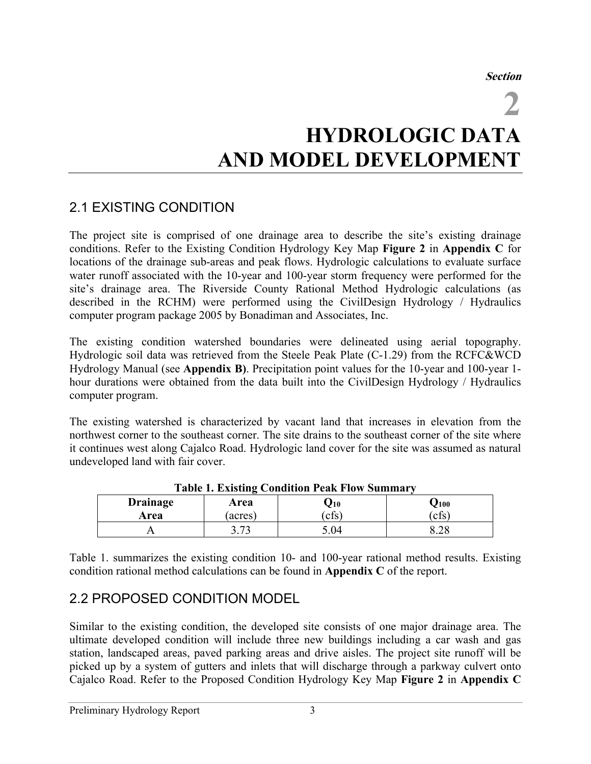*Section*

# 2 HYDROLOGIC DATA AND MODEL DEVELOPMENT

## 2.1 EXISTING CONDITION

The project site is comprised of one drainage area to describe the site's existing drainage conditions. Refer to the Existing Condition Hydrology Key Map **Figure 2** in **Appendix C** for locations of the drainage sub-areas and peak flows. Hydrologic calculations to evaluate surface water runoff associated with the 10-year and 100-year storm frequency were performed for the site's drainage area. The Riverside County Rational Method Hydrologic calculations (as described in the RCHM) were performed using the CivilDesign Hydrology / Hydraulics computer program package 2005 by Bonadiman and Associates, Inc.

The existing condition watershed boundaries were delineated using aerial topography. Hydrologic soil data was retrieved from the Steele Peak Plate (C-1.29) from the RCFC&WCD Hydrology Manual (see **Appendix B)**. Precipitation point values for the 10-year and 100-year 1-hour durations were obtained from the data built into the CivilDesign Hydrology / Hydraulics computer program.

The existing watershed is characterized by vacant land that increases in elevation from the northwest corner to the southeast corner. The site drains to the southeast corner of the site where it continues west along Cajalco Road. Hydrologic land cover for the site was assumed as natural undeveloped land with fair cover.

**Table 1. Existing Condition Peak Flow Summary**

| Drainage Area | Area (acres) | $Q_{10}$ (cfs) | $Q_{100}$ (cfs) |
|---|---|---|---|
| A | 3.73 | 5.04 | 8.28 |

Table 1. summarizes the existing condition 10- and 100-year rational method results. Existing condition rational method calculations can be found in **Appendix C** of the report.

## 2.2 PROPOSED CONDITION MODEL

Similar to the existing condition, the developed site consists of one major drainage area. The ultimate developed condition will include three new buildings including a car wash and gas station, landscaped areas, paved parking areas and drive aisles. The project site runoff will be picked up by a system of gutters and inlets that will discharge through a parkway culvert onto Cajalco Road. Refer to the Proposed Condition Hydrology Key Map **Figure 2** in **Appendix C**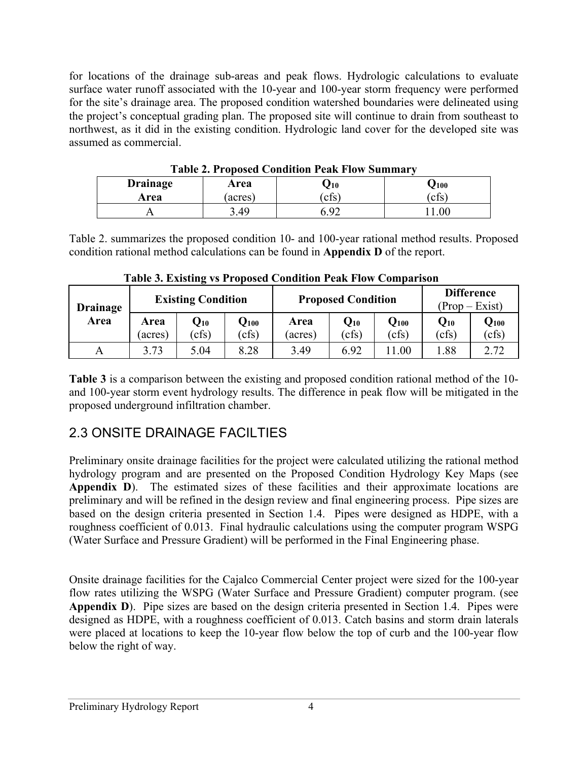for locations of the drainage sub-areas and peak flows. Hydrologic calculations to evaluate surface water runoff associated with the 10-year and 100-year storm frequency were performed for the site's drainage area. The proposed condition watershed boundaries were delineated using the project's conceptual grading plan. The proposed site will continue to drain from southeast to northwest, as it did in the existing condition. Hydrologic land cover for the developed site was assumed as commercial.

**Table 2. Proposed Condition Peak Flow Summary**

| Drainage Area | Area (acres) | $Q_{10}$ (cfs) | $Q_{100}$ (cfs) |
|---|---|---|---|
| A | 3.49 | 6.92 | 11.00 |

Table 2. summarizes the proposed condition 10- and 100-year rational method results. Proposed condition rational method calculations can be found in **Appendix D** of the report.

**Table 3. Existing vs Proposed Condition Peak Flow Comparison**

| Drainage Area | Existing Condition | | | Proposed Condition | | | Difference (Prop – Exist) | |
|---|---|---|---|---|---|---|---|---|
| | Area (acres) | $Q_{10}$ (cfs) | $Q_{100}$ (cfs) | Area (acres) | $Q_{10}$ (cfs) | $Q_{100}$ (cfs) | $Q_{10}$ (cfs) | $Q_{100}$ (cfs) |
| A | 3.73 | 5.04 | 8.28 | 3.49 | 6.92 | 11.00 | 1.88 | 2.72 |

**Table 3** is a comparison between the existing and proposed condition rational method of the 10- and 100-year storm event hydrology results. The difference in peak flow will be mitigated in the proposed underground infiltration chamber.

## 2.3 ONSITE DRAINAGE FACILTIES

Preliminary onsite drainage facilities for the project were calculated utilizing the rational method hydrology program and are presented on the Proposed Condition Hydrology Key Maps (see **Appendix D**). The estimated sizes of these facilities and their approximate locations are preliminary and will be refined in the design review and final engineering process. Pipe sizes are based on the design criteria presented in Section 1.4. Pipes were designed as HDPE, with a roughness coefficient of 0.013. Final hydraulic calculations using the computer program WSPG (Water Surface and Pressure Gradient) will be performed in the Final Engineering phase.

Onsite drainage facilities for the Cajalco Commercial Center project were sized for the 100-year flow rates utilizing the WSPG (Water Surface and Pressure Gradient) computer program. (see **Appendix D**). Pipe sizes are based on the design criteria presented in Section 1.4. Pipes were designed as HDPE, with a roughness coefficient of 0.013. Catch basins and storm drain laterals were placed at locations to keep the 10-year flow below the top of curb and the 100-year flow below the right of way.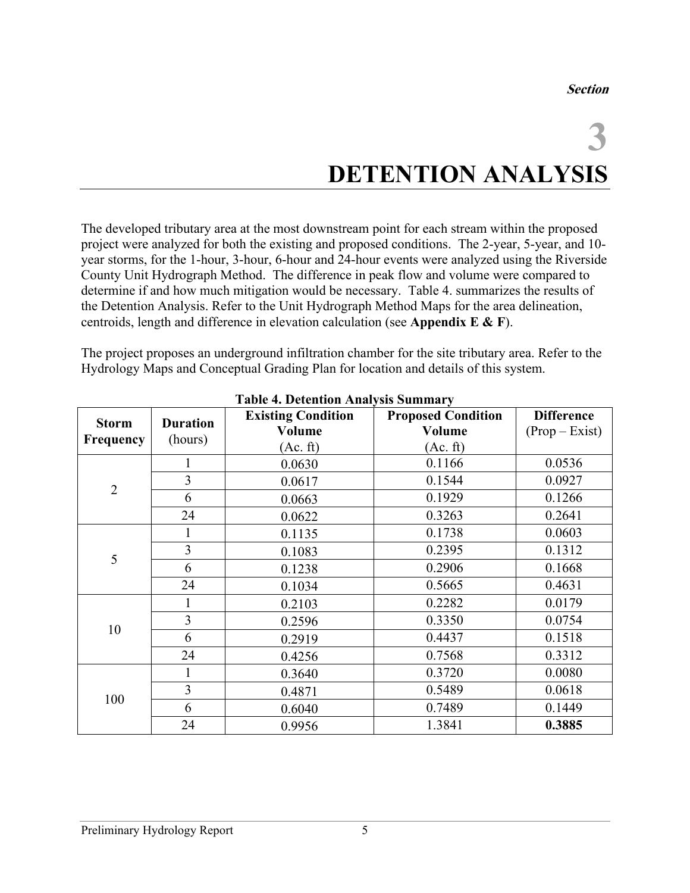*Section*

# 3 DETENTION ANALYSIS

The developed tributary area at the most downstream point for each stream within the proposed project were analyzed for both the existing and proposed conditions. The 2-year, 5-year, and 10-year storms, for the 1-hour, 3-hour, 6-hour and 24-hour events were analyzed using the Riverside County Unit Hydrograph Method. The difference in peak flow and volume were compared to determine if and how much mitigation would be necessary. Table 4. summarizes the results of the Detention Analysis. Refer to the Unit Hydrograph Method Maps for the area delineation, centroids, length and difference in elevation calculation (see **Appendix E & F**).

The project proposes an underground infiltration chamber for the site tributary area. Refer to the Hydrology Maps and Conceptual Grading Plan for location and details of this system.

**Table 4. Detention Analysis Summary**

| **Storm Frequency** | **Duration** (hours) | **Existing Condition Volume** (Ac. ft) | **Proposed Condition Volume** (Ac. ft) | **Difference** (Prop – Exist) |
|---|---|---|---|---|
| 2 | 1 | 0.0630 | 0.1166 | 0.0536 |
| | 3 | 0.0617 | 0.1544 | 0.0927 |
| | 6 | 0.0663 | 0.1929 | 0.1266 |
| | 24 | 0.0622 | 0.3263 | 0.2641 |
| 5 | 1 | 0.1135 | 0.1738 | 0.0603 |
| | 3 | 0.1083 | 0.2395 | 0.1312 |
| | 6 | 0.1238 | 0.2906 | 0.1668 |
| | 24 | 0.1034 | 0.5665 | 0.4631 |
| 10 | 1 | 0.2103 | 0.2282 | 0.0179 |
| | 3 | 0.2596 | 0.3350 | 0.0754 |
| | 6 | 0.2919 | 0.4437 | 0.1518 |
| | 24 | 0.4256 | 0.7568 | 0.3312 |
| 100 | 1 | 0.3640 | 0.3720 | 0.0080 |
| | 3 | 0.4871 | 0.5489 | 0.0618 |
| | 6 | 0.6040 | 0.7489 | 0.1449 |
| | 24 | 0.9956 | 1.3841 | **0.3885** |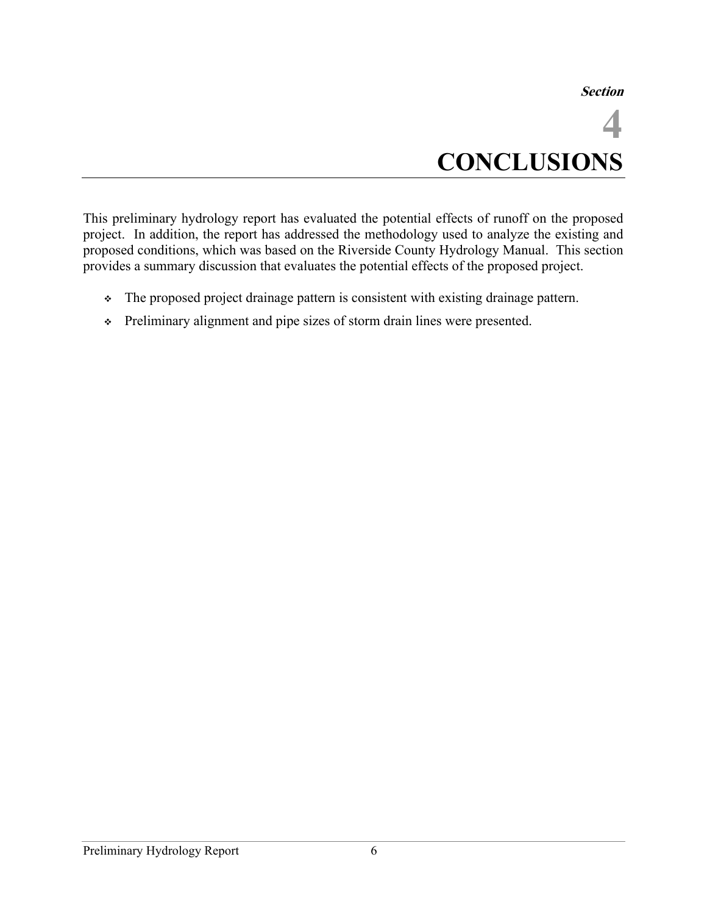*Section*

# 4 CONCLUSIONS

This preliminary hydrology report has evaluated the potential effects of runoff on the proposed project. In addition, the report has addressed the methodology used to analyze the existing and proposed conditions, which was based on the Riverside County Hydrology Manual. This section provides a summary discussion that evaluates the potential effects of the proposed project.

- The proposed project drainage pattern is consistent with existing drainage pattern.
- Preliminary alignment and pipe sizes of storm drain lines were presented.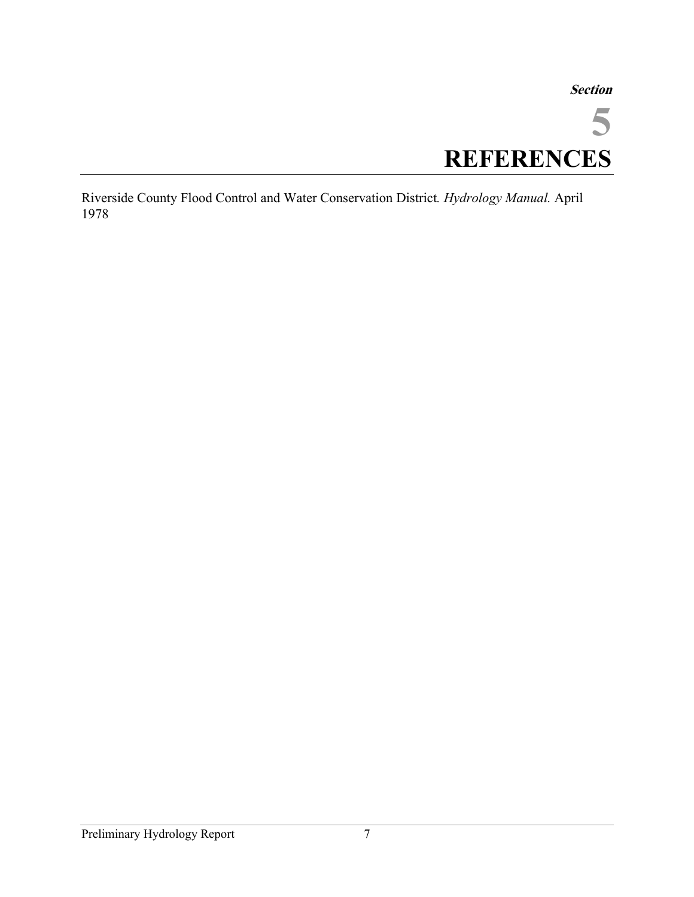*Section*

# 5 REFERENCES

Riverside County Flood Control and Water Conservation District. *Hydrology Manual.* April 1978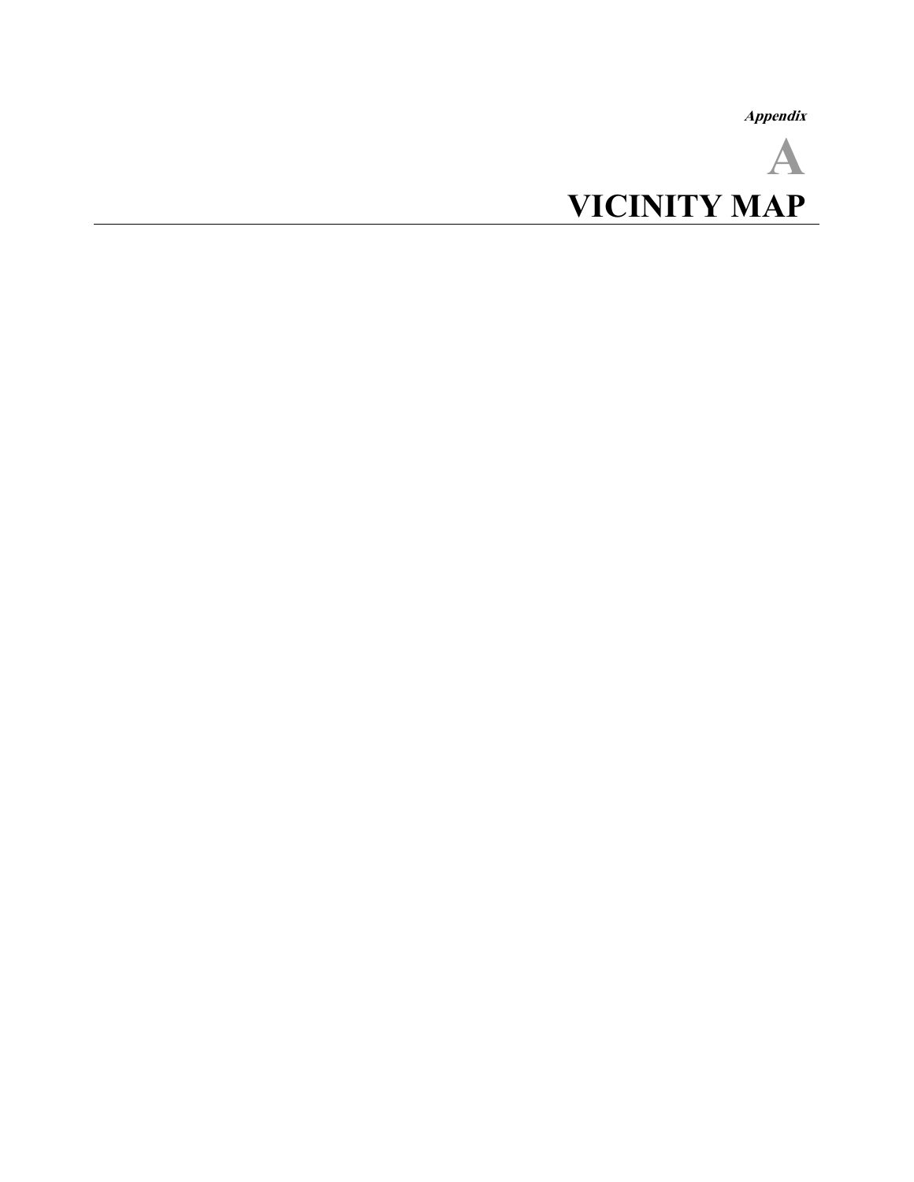*Appendix*

# A

# VICINITY MAP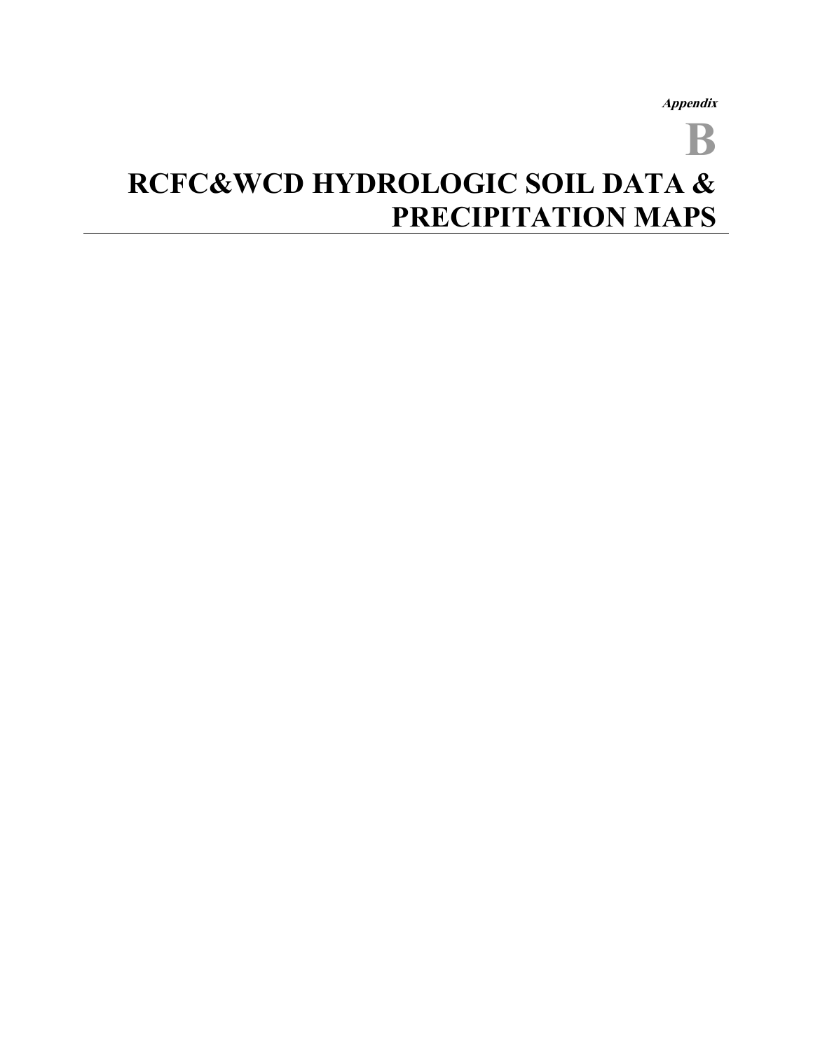*Appendix*

# B

# RCFC&WCD HYDROLOGIC SOIL DATA & PRECIPITATION MAPS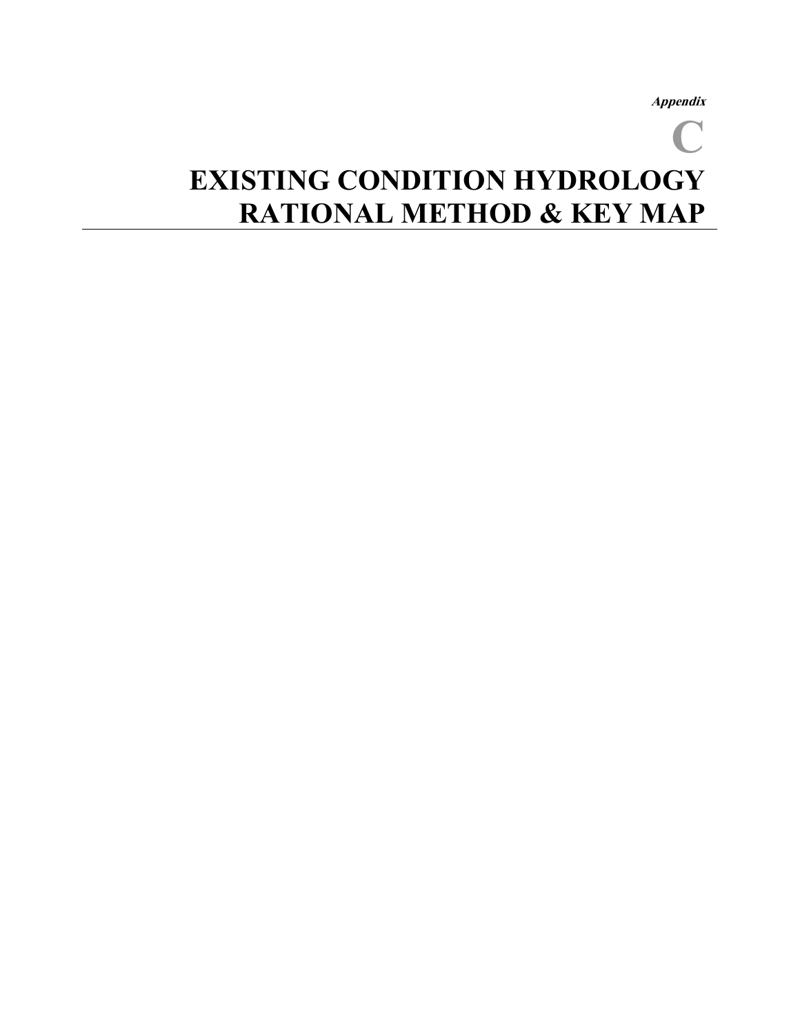*Appendix*

# C

# EXISTING CONDITION HYDROLOGY RATIONAL METHOD & KEY MAP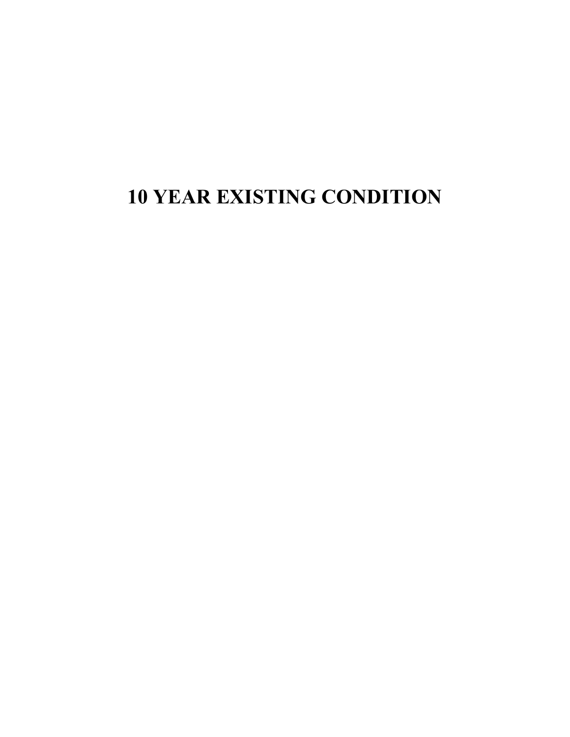# 10 YEAR EXISTING CONDITION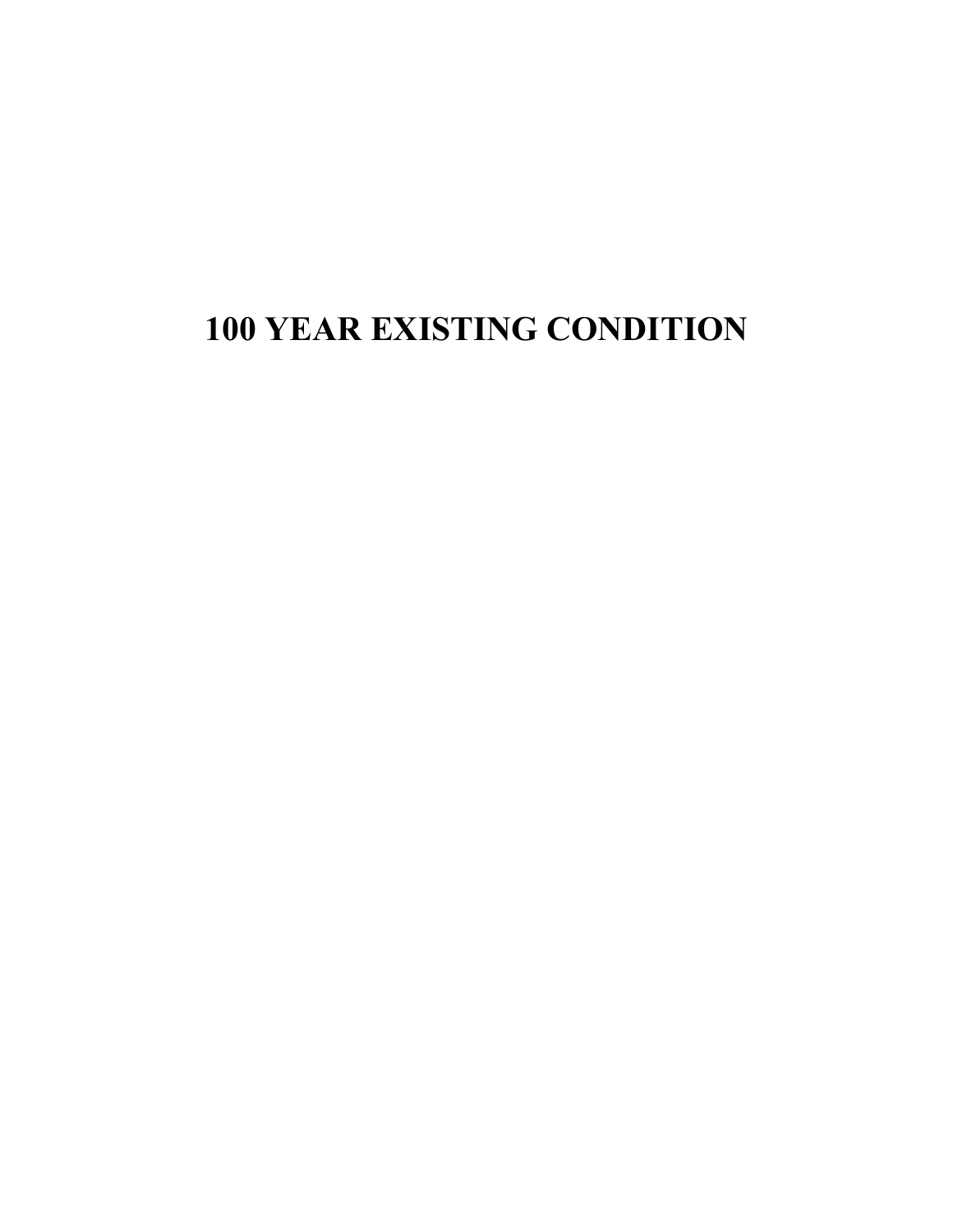# 100 YEAR EXISTING CONDITION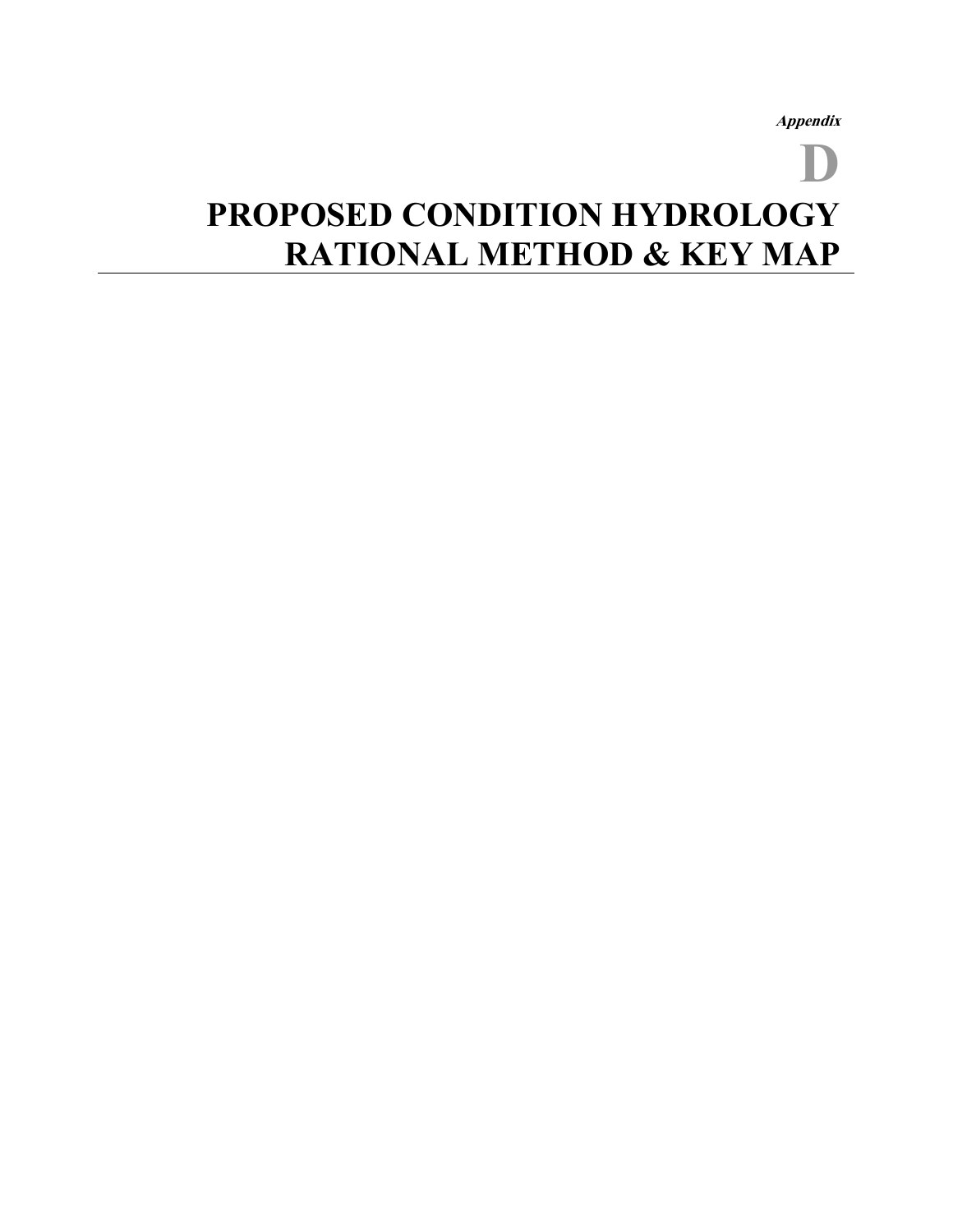*Appendix*

# D

# PROPOSED CONDITION HYDROLOGY RATIONAL METHOD & KEY MAP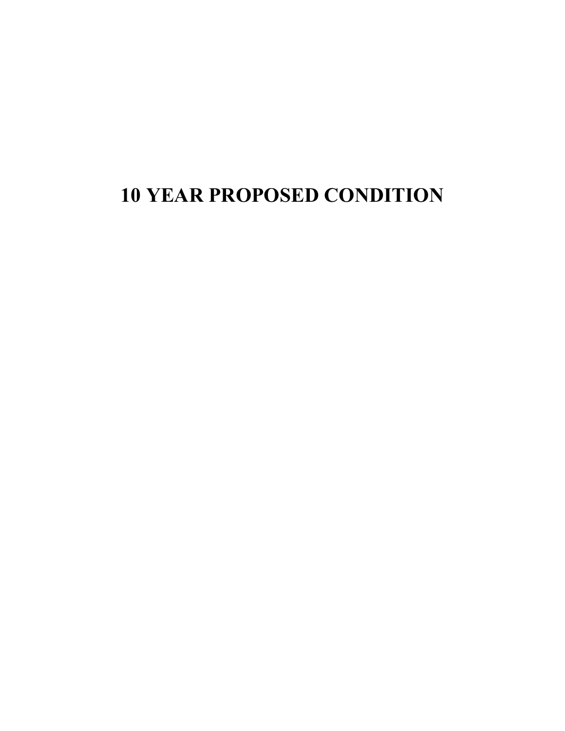# 10 YEAR PROPOSED CONDITION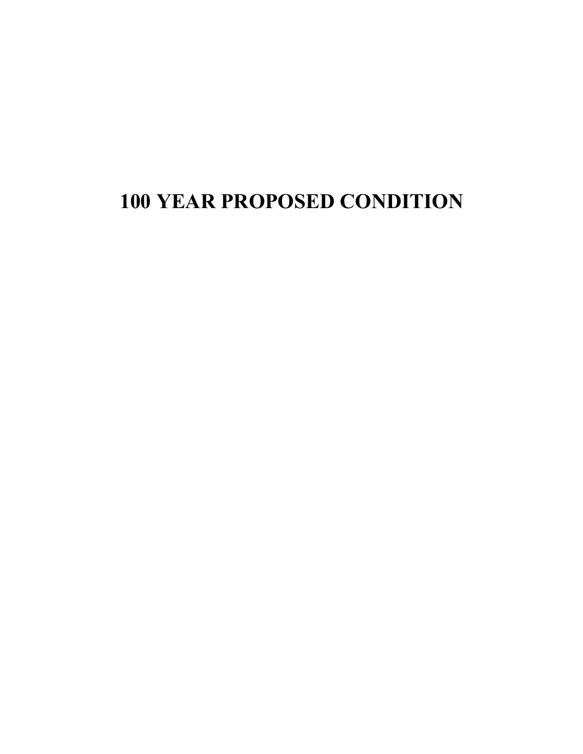# 100 YEAR PROPOSED CONDITION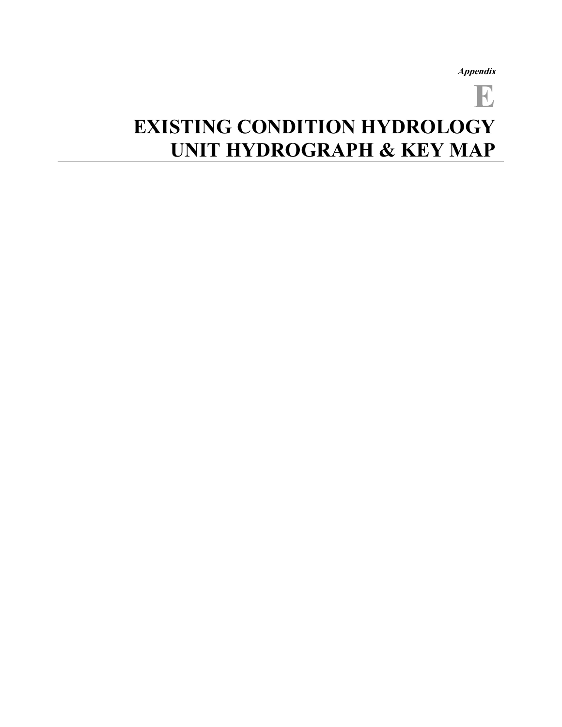*Appendix*

# E

# EXISTING CONDITION HYDROLOGY UNIT HYDROGRAPH & KEY MAP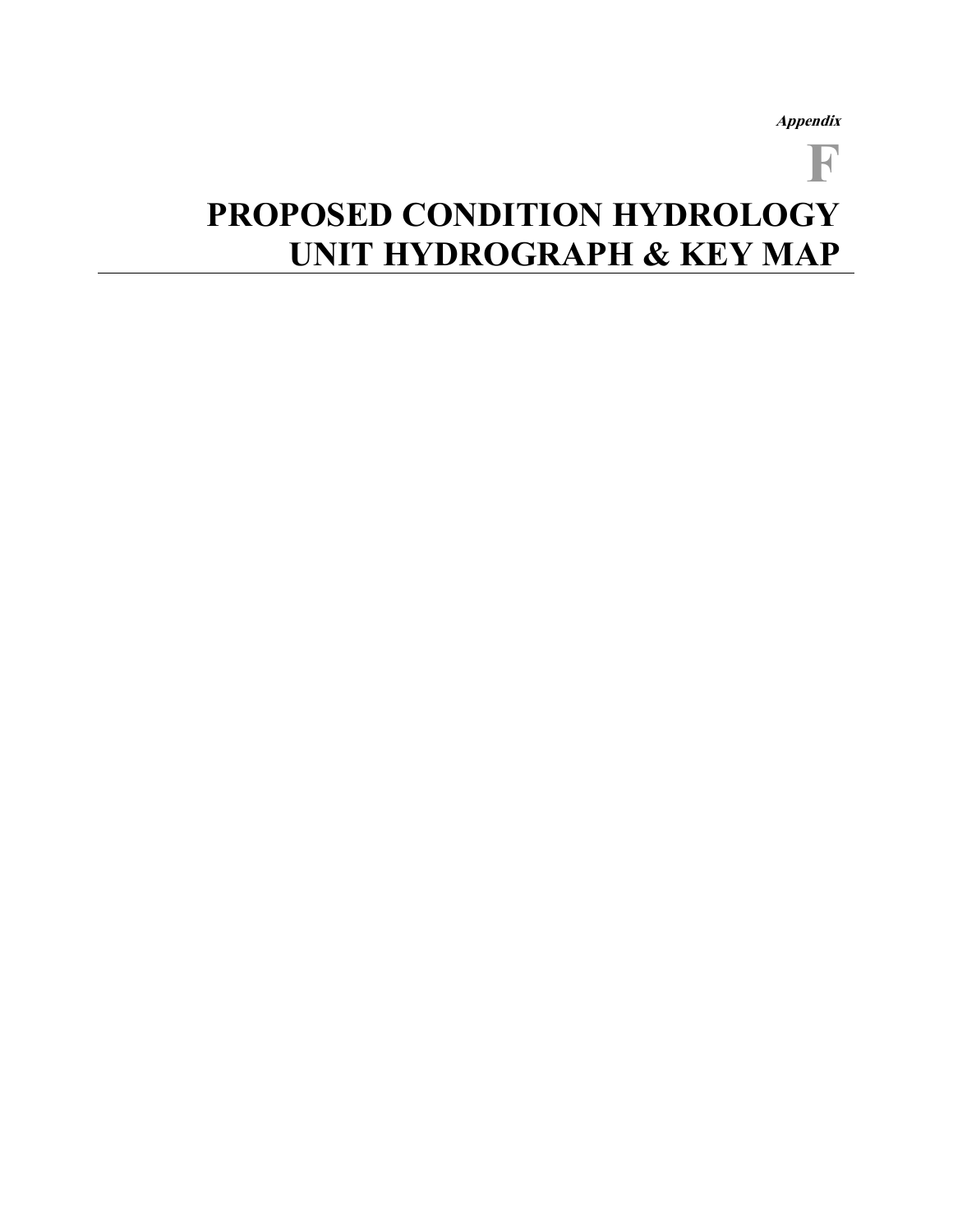*Appendix*

# F

# PROPOSED CONDITION HYDROLOGY UNIT HYDROGRAPH & KEY MAP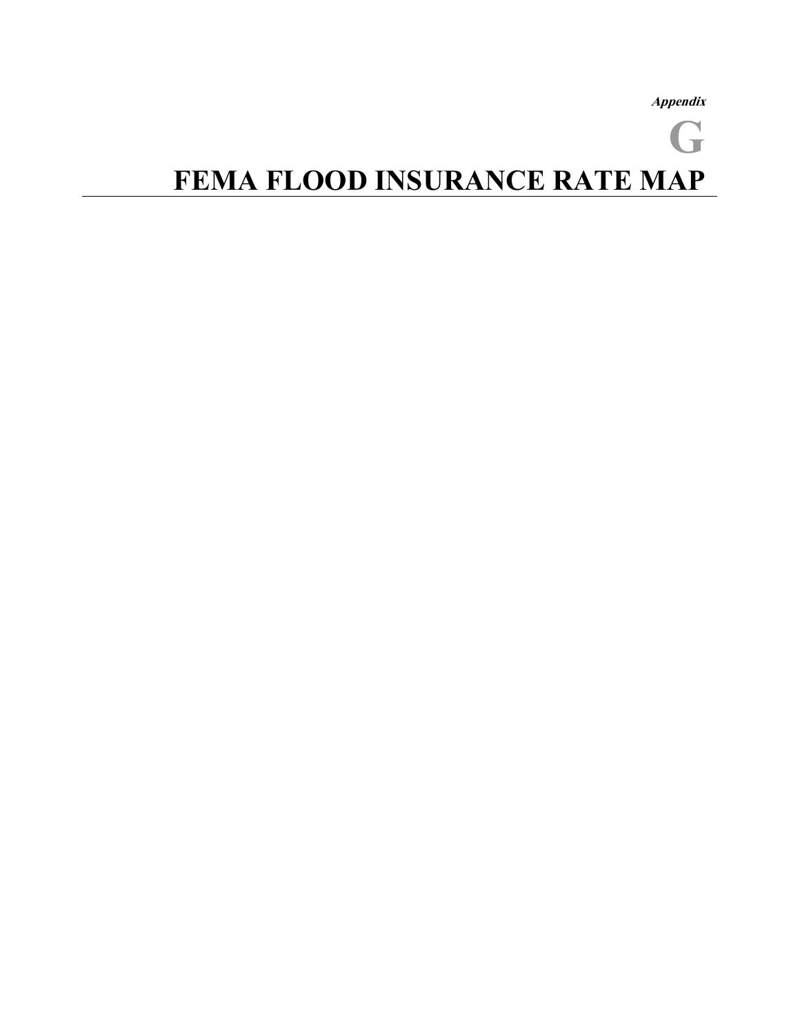*Appendix*

# G
# FEMA FLOOD INSURANCE RATE MAP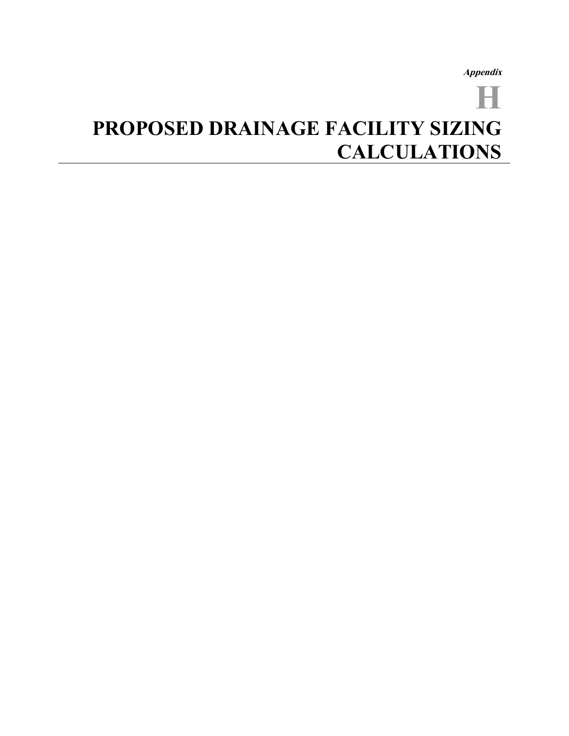*Appendix*

# H

# PROPOSED DRAINAGE FACILITY SIZING CALCULATIONS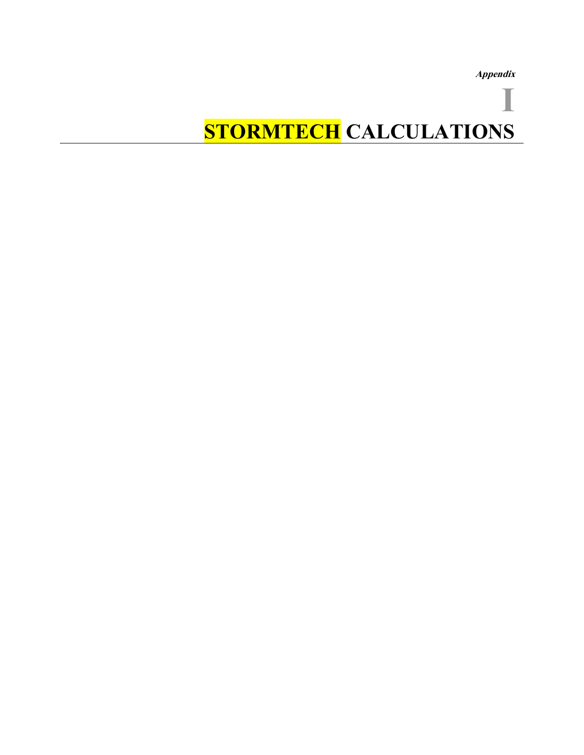*Appendix*

# I

# STORMTECH CALCULATIONS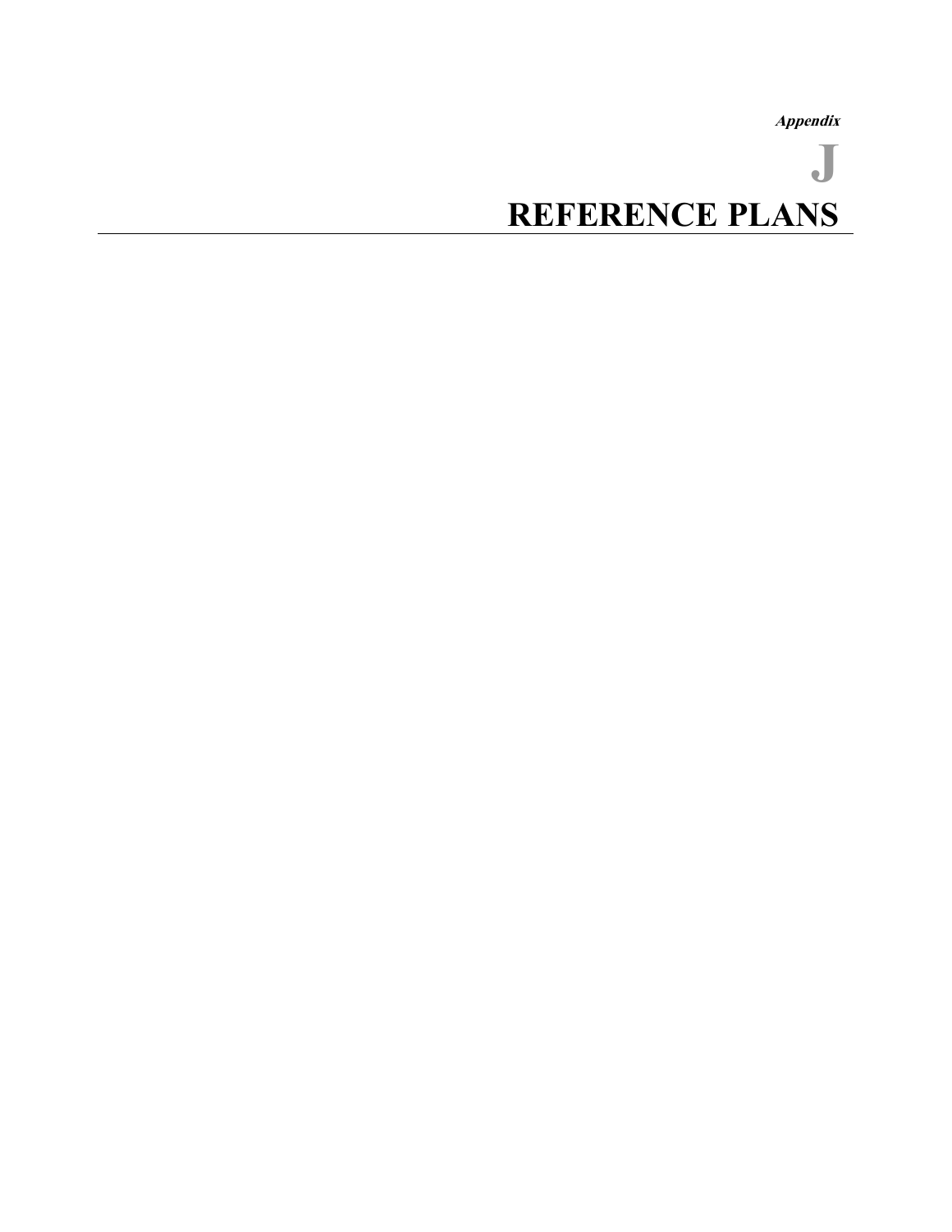*Appendix*

# J
# REFERENCE PLANS